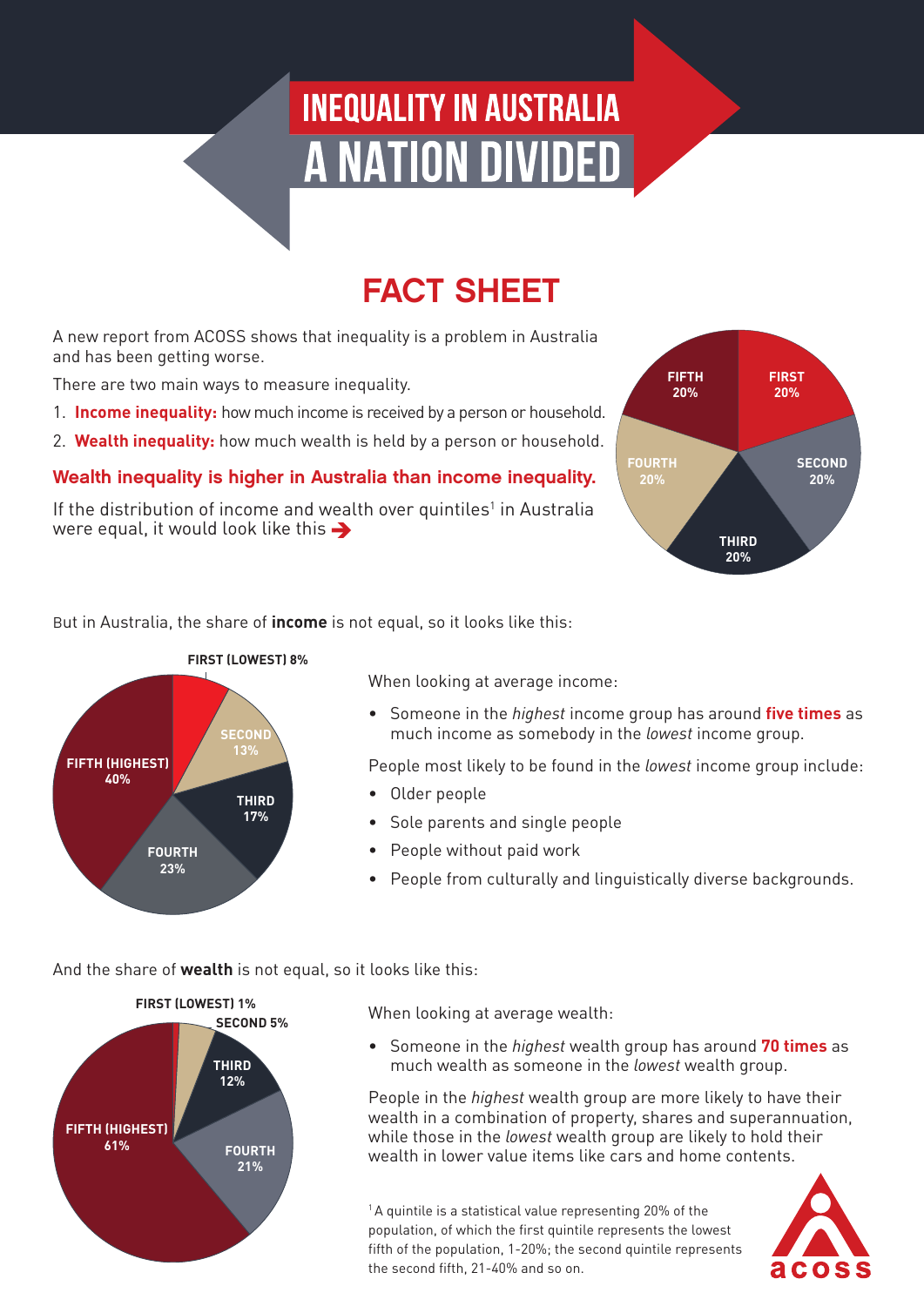# INEQUALITY IN AUSTRALIA

# A NATION DIVIDED

## FACT SHEET

A new report from ACOSS shows that inequality is a problem in Australia and has been getting worse.

There are two main ways to measure inequality.

1. **Income inequality:** how much income is received by a person or household.
2. **Wealth inequality:** how much wealth is held by a person or household.

**Wealth inequality is higher in Australia than income inequality.**

If the distribution of income and wealth over quintiles[1] in Australia were equal, it would look like this ➔

FIFTH 20%
FIRST 20%
FOURTH 20%
SECOND 20%
THIRD 20%

But in Australia, the share of **income** is not equal, so it looks like this:

FIRST (LOWEST) 8%
SECOND 13%
THIRD 17%
FOURTH 23%
FIFTH (HIGHEST) 40%

When looking at average income:

- Someone in the *highest* income group has around **five times** as much income as somebody in the *lowest* income group.

People most likely to be found in the *lowest* income group include:

- Older people
- Sole parents and single people
- People without paid work
- People from culturally and linguistically diverse backgrounds.

And the share of **wealth** is not equal, so it looks like this:

FIRST (LOWEST) 1%
SECOND 5%
THIRD 12%
FOURTH 21%
FIFTH (HIGHEST) 61%

When looking at average wealth:

- Someone in the *highest* wealth group has around **70 times** as much wealth as someone in the *lowest* wealth group.

People in the *highest* wealth group are more likely to have their wealth in a combination of property, shares and superannuation, while those in the *lowest* wealth group are likely to hold their wealth in lower value items like cars and home contents.

[1] A quintile is a statistical value representing 20% of the population, of which the first quintile represents the lowest fifth of the population, 1-20%; the second quintile represents the second fifth, 21-40% and so on.

acoss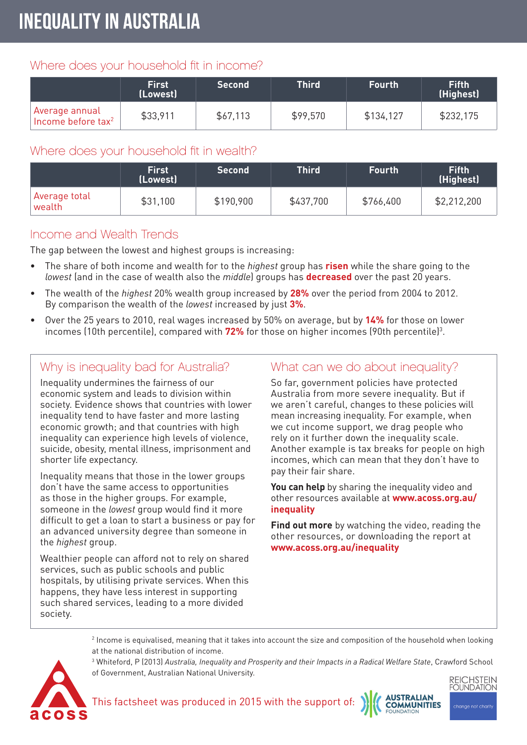# INEQUALITY IN AUSTRALIA

## Where does your household fit in income?

| | First (Lowest) | Second | Third | Fourth | Fifth (Highest) |
|---|---|---|---|---|---|
| Average annual Income before tax[2] | $33,911 | $67,113 | $99,570 | $134,127 | $232,175 |

## Where does your household fit in wealth?

| | First (Lowest) | Second | Third | Fourth | Fifth (Highest) |
|---|---|---|---|---|---|
| Average total wealth | $31,100 | $190,900 | $437,700 | $766,400 | $2,212,200 |

## Income and Wealth Trends

The gap between the lowest and highest groups is increasing:

- The share of both income and wealth for to the *highest* group has **risen** while the share going to the *lowest* (and in the case of wealth also the *middle*) groups has **decreased** over the past 20 years.
- The wealth of the *highest* 20% wealth group increased by **28%** over the period from 2004 to 2012. By comparison the wealth of the *lowest* increased by just **3%**.
- Over the 25 years to 2010, real wages increased by 50% on average, but by **14%** for those on lower incomes (10th percentile), compared with **72%** for those on higher incomes (90th percentile)[3].

## Why is inequality bad for Australia?

Inequality undermines the fairness of our economic system and leads to division within society. Evidence shows that countries with lower inequality tend to have faster and more lasting economic growth; and that countries with high inequality can experience high levels of violence, suicide, obesity, mental illness, imprisonment and shorter life expectancy.

Inequality means that those in the lower groups don't have the same access to opportunities as those in the higher groups. For example, someone in the *lowest* group would find it more difficult to get a loan to start a business or pay for an advanced university degree than someone in the *highest* group.

Wealthier people can afford not to rely on shared services, such as public schools and public hospitals, by utilising private services. When this happens, they have less interest in supporting such shared services, leading to a more divided society.

## What can we do about inequality?

So far, government policies have protected Australia from more severe inequality. But if we aren't careful, changes to these policies will mean increasing inequality. For example, when we cut income support, we drag people who rely on it further down the inequality scale. Another example is tax breaks for people on high incomes, which can mean that they don't have to pay their fair share.

**You can help** by sharing the inequality video and other resources available at **www.acoss.org.au/inequality**

**Find out more** by watching the video, reading the other resources, or downloading the report at **www.acoss.org.au/inequality**

[2] Income is equivalised, meaning that it takes into account the size and composition of the household when looking at the national distribution of income.

[3] Whiteford, P (2013) *Australia, Inequality and Prosperity and their Impacts in a Radical Welfare State*, Crawford School of Government, Australian National University.

This factsheet was produced in 2015 with the support of: Australian Communities Foundation, Reichstein Foundation